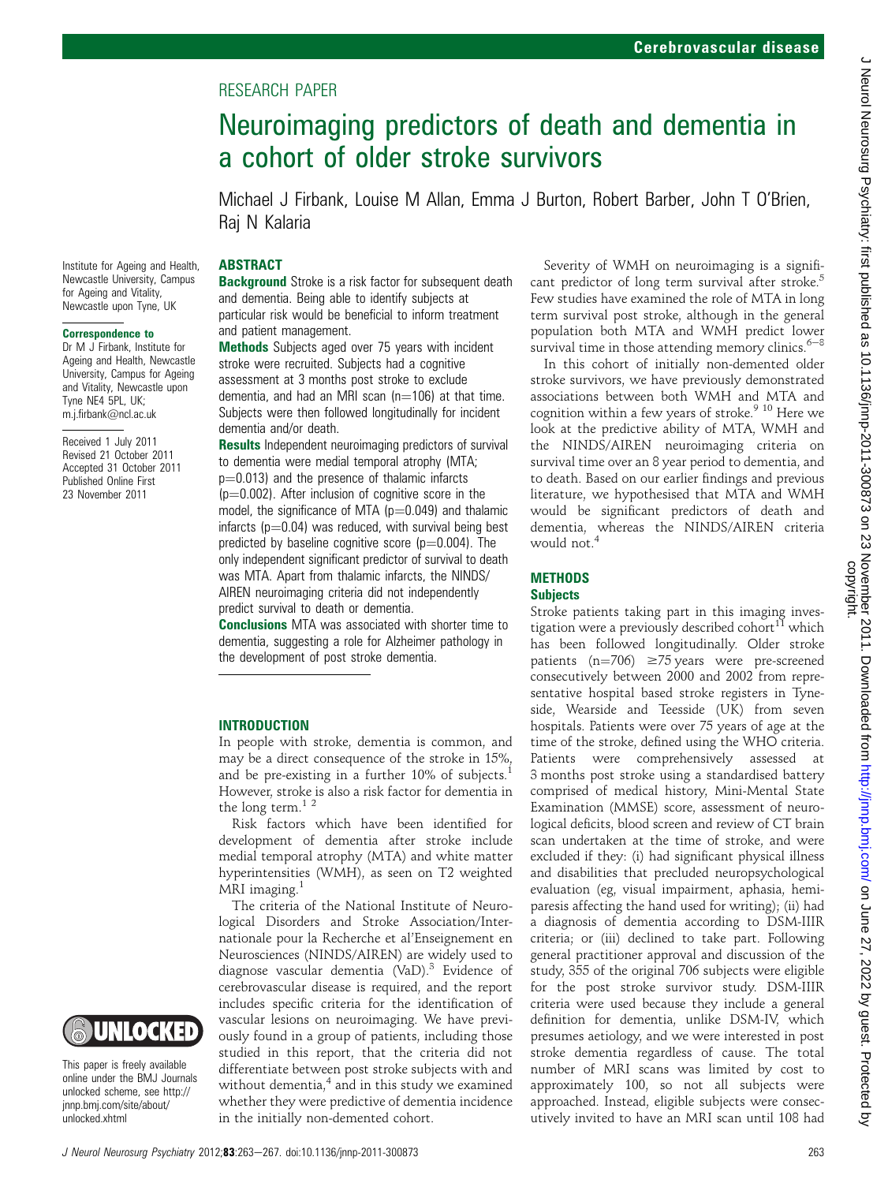RESEARCH PAPER

# Neuroimaging predictors of death and dementia in a cohort of older stroke survivors

Michael J Firbank, Louise M Allan, Emma J Burton, Robert Barber, John T O'Brien, Raj N Kalaria

Institute for Ageing and Health, Newcastle University, Campus for Ageing and Vitality, Newcastle upon Tyne, UK

**Correspondence to**
Dr M J Firbank, Institute for Ageing and Health, Newcastle University, Campus for Ageing and Vitality, Newcastle upon Tyne NE4 5PL, UK; m.j.firbank@ncl.ac.uk

Received 1 July 2011
Revised 21 October 2011
Accepted 31 October 2011
Published Online First 23 November 2011

This paper is freely available online under the BMJ Journals unlocked scheme, see http://jnnp.bmj.com/site/about/unlocked.xhtml

## ABSTRACT

**Background** Stroke is a risk factor for subsequent death and dementia. Being able to identify subjects at particular risk would be beneficial to inform treatment and patient management.

**Methods** Subjects aged over 75 years with incident stroke were recruited. Subjects had a cognitive assessment at 3 months post stroke to exclude dementia, and had an MRI scan (n=106) at that time. Subjects were then followed longitudinally for incident dementia and/or death.

**Results** Independent neuroimaging predictors of survival to dementia were medial temporal atrophy (MTA; p=0.013) and the presence of thalamic infarcts (p=0.002). After inclusion of cognitive score in the model, the significance of MTA (p=0.049) and thalamic infarcts (p=0.04) was reduced, with survival being best predicted by baseline cognitive score (p=0.004). The only independent significant predictor of survival to death was MTA. Apart from thalamic infarcts, the NINDS/AIREN neuroimaging criteria did not independently predict survival to death or dementia.

**Conclusions** MTA was associated with shorter time to dementia, suggesting a role for Alzheimer pathology in the development of post stroke dementia.

## INTRODUCTION

In people with stroke, dementia is common, and may be a direct consequence of the stroke in 15%, and be pre-existing in a further 10% of subjects.[1] However, stroke is also a risk factor for dementia in the long term.[1,2]

Risk factors which have been identified for development of dementia after stroke include medial temporal atrophy (MTA) and white matter hyperintensities (WMH), as seen on T2 weighted MRI imaging.[1]

The criteria of the National Institute of Neurological Disorders and Stroke Association/Internationale pour la Recherche et al'Enseignement en Neurosciences (NINDS/AIREN) are widely used to diagnose vascular dementia (VaD).[3] Evidence of cerebrovascular disease is required, and the report includes specific criteria for the identification of vascular lesions on neuroimaging. We have previously found in a group of patients, including those studied in this report, that the criteria did not differentiate between post stroke subjects with and without dementia,[4] and in this study we examined whether they were predictive of dementia incidence in the initially non-demented cohort.

Severity of WMH on neuroimaging is a significant predictor of long term survival after stroke.[5] Few studies have examined the role of MTA in long term survival post stroke, although in the general population both MTA and WMH predict lower survival time in those attending memory clinics.[6–8]

In this cohort of initially non-demented older stroke survivors, we have previously demonstrated associations between both WMH and MTA and cognition within a few years of stroke.[9,10] Here we look at the predictive ability of MTA, WMH and the NINDS/AIREN neuroimaging criteria on survival time over an 8 year period to dementia, and to death. Based on our earlier findings and previous literature, we hypothesised that MTA and WMH would be significant predictors of death and dementia, whereas the NINDS/AIREN criteria would not.[4]

## METHODS

### Subjects

Stroke patients taking part in this imaging investigation were a previously described cohort[11] which has been followed longitudinally. Older stroke patients (n=706) ≥75 years were pre-screened consecutively between 2000 and 2002 from representative hospital based stroke registers in Tyneside, Wearside and Teesside (UK) from seven hospitals. Patients were over 75 years of age at the time of the stroke, defined using the WHO criteria. Patients were comprehensively assessed at 3 months post stroke using a standardised battery comprised of medical history, Mini-Mental State Examination (MMSE) score, assessment of neurological deficits, blood screen and review of CT brain scan undertaken at the time of stroke, and were excluded if they: (i) had significant physical illness and disabilities that precluded neuropsychological evaluation (eg, visual impairment, aphasia, hemiparesis affecting the hand used for writing); (ii) had a diagnosis of dementia according to DSM-IIIR criteria; or (iii) declined to take part. Following general practitioner approval and discussion of the study, 355 of the original 706 subjects were eligible for the post stroke survivor study. DSM-IIIR criteria were used because they include a general definition for dementia, unlike DSM-IV, which presumes aetiology, and we were interested in post stroke dementia regardless of cause. The total number of MRI scans was limited by cost to approximately 100, so not all subjects were approached. Instead, eligible subjects were consecutively invited to have an MRI scan until 108 had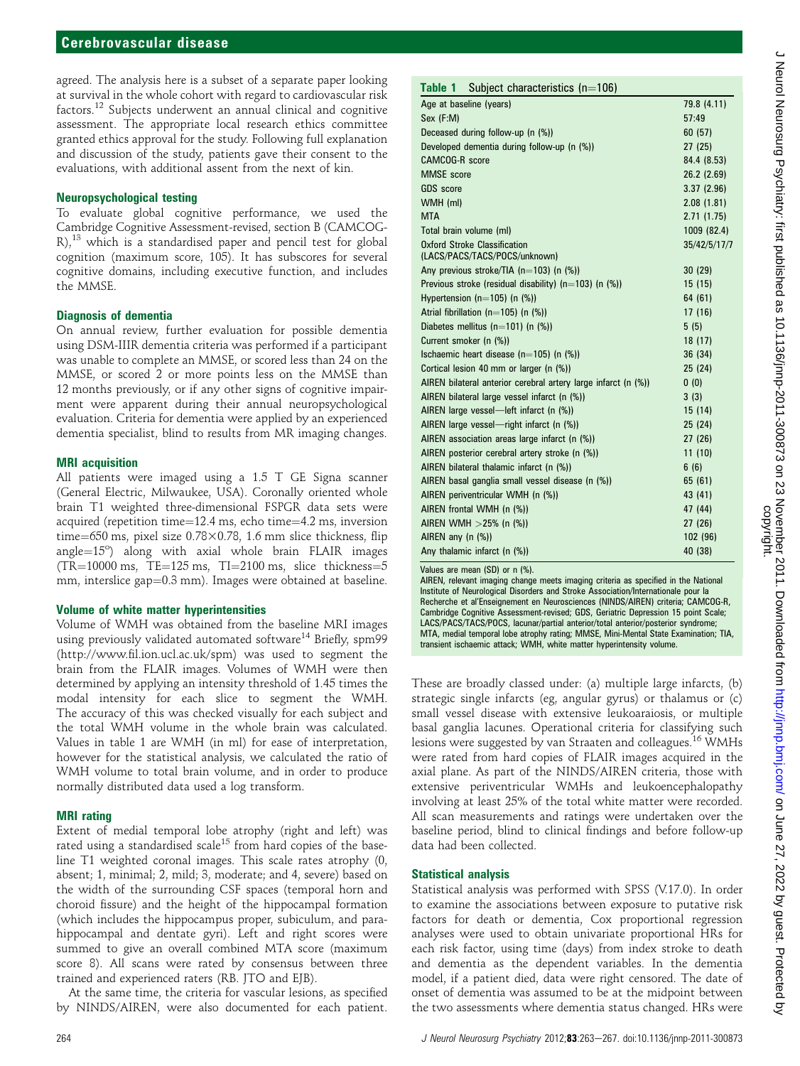agreed. The analysis here is a subset of a separate paper looking at survival in the whole cohort with regard to cardiovascular risk factors.[12] Subjects underwent an annual clinical and cognitive assessment. The appropriate local research ethics committee granted ethics approval for the study. Following full explanation and discussion of the study, patients gave their consent to the evaluations, with additional assent from the next of kin.

### Neuropsychological testing

To evaluate global cognitive performance, we used the Cambridge Cognitive Assessment-revised, section B (CAMCOG-R),[13] which is a standardised paper and pencil test for global cognition (maximum score, 105). It has subscores for several cognitive domains, including executive function, and includes the MMSE.

### Diagnosis of dementia

On annual review, further evaluation for possible dementia using DSM-IIIR dementia criteria was performed if a participant was unable to complete an MMSE, or scored less than 24 on the MMSE, or scored 2 or more points less on the MMSE than 12 months previously, or if any other signs of cognitive impairment were apparent during their annual neuropsychological evaluation. Criteria for dementia were applied by an experienced dementia specialist, blind to results from MR imaging changes.

### MRI acquisition

All patients were imaged using a 1.5 T GE Signa scanner (General Electric, Milwaukee, USA). Coronally oriented whole brain T1 weighted three-dimensional FSPGR data sets were acquired (repetition time=12.4 ms, echo time=4.2 ms, inversion time=650 ms, pixel size 0.78×0.78, 1.6 mm slice thickness, flip angle=15°) along with axial whole brain FLAIR images (TR=10000 ms, TE=125 ms, TI=2100 ms, slice thickness=5 mm, interslice gap=0.3 mm). Images were obtained at baseline.

### Volume of white matter hyperintensities

Volume of WMH was obtained from the baseline MRI images using previously validated automated software[14] Briefly, spm99 (http://www.fil.ion.ucl.ac.uk/spm) was used to segment the brain from the FLAIR images. Volumes of WMH were then determined by applying an intensity threshold of 1.45 times the modal intensity for each slice to segment the WMH. The accuracy of this was checked visually for each subject and the total WMH volume in the whole brain was calculated. Values in table 1 are WMH (in ml) for ease of interpretation, however for the statistical analysis, we calculated the ratio of WMH volume to total brain volume, and in order to produce normally distributed data used a log transform.

### MRI rating

Extent of medial temporal lobe atrophy (right and left) was rated using a standardised scale[15] from hard copies of the baseline T1 weighted coronal images. This scale rates atrophy (0, absent; 1, minimal; 2, mild; 3, moderate; and 4, severe) based on the width of the surrounding CSF spaces (temporal horn and choroid fissure) and the height of the hippocampal formation (which includes the hippocampus proper, subiculum, and parahippocampal and dentate gyri). Left and right scores were summed to give an overall combined MTA score (maximum score 8). All scans were rated by consensus between three trained and experienced raters (RB. JTO and EJB).

At the same time, the criteria for vascular lesions, as specified by NINDS/AIREN, were also documented for each patient.

**Table 1** Subject characteristics (n=106)

| | |
|---|---|
| Age at baseline (years) | 79.8 (4.11) |
| Sex (F:M) | 57:49 |
| Deceased during follow-up (n (%)) | 60 (57) |
| Developed dementia during follow-up (n (%)) | 27 (25) |
| CAMCOG-R score | 84.4 (8.53) |
| MMSE score | 26.2 (2.69) |
| GDS score | 3.37 (2.96) |
| WMH (ml) | 2.08 (1.81) |
| MTA | 2.71 (1.75) |
| Total brain volume (ml) | 1009 (82.4) |
| Oxford Stroke Classification (LACS/PACS/TACS/POCS/unknown) | 35/42/5/17/7 |
| Any previous stroke/TIA (n=103) (n (%)) | 30 (29) |
| Previous stroke (residual disability) (n=103) (n (%)) | 15 (15) |
| Hypertension (n=105) (n (%)) | 64 (61) |
| Atrial fibrillation (n=105) (n (%)) | 17 (16) |
| Diabetes mellitus (n=101) (n (%)) | 5 (5) |
| Current smoker (n (%)) | 18 (17) |
| Ischaemic heart disease (n=105) (n (%)) | 36 (34) |
| Cortical lesion 40 mm or larger (n (%)) | 25 (24) |
| AIREN bilateral anterior cerebral artery large infarct (n (%)) | 0 (0) |
| AIREN bilateral large vessel infarct (n (%)) | 3 (3) |
| AIREN large vessel—left infarct (n (%)) | 15 (14) |
| AIREN large vessel—right infarct (n (%)) | 25 (24) |
| AIREN association areas large infarct (n (%)) | 27 (26) |
| AIREN posterior cerebral artery stroke (n (%)) | 11 (10) |
| AIREN bilateral thalamic infarct (n (%)) | 6 (6) |
| AIREN basal ganglia small vessel disease (n (%)) | 65 (61) |
| AIREN periventricular WMH (n (%)) | 43 (41) |
| AIREN frontal WMH (n (%)) | 47 (44) |
| AIREN WMH >25% (n (%)) | 27 (26) |
| AIREN any (n (%)) | 102 (96) |
| Any thalamic infarct (n (%)) | 40 (38) |

Values are mean (SD) or n (%).
AIREN, relevant imaging change meets imaging criteria as specified in the National Institute of Neurological Disorders and Stroke Association/Internationale pour la Recherche et al'Enseignement en Neurosciences (NINDS/AIREN) criteria; CAMCOG-R, Cambridge Cognitive Assessment-revised; GDS, Geriatric Depression 15 point Scale; LACS/PACS/TACS/POCS, lacunar/partial anterior/total anterior/posterior circulation syndrome; MTA, medial temporal lobe atrophy rating; MMSE, Mini-Mental State Examination; TIA, transient ischaemic attack; WMH, white matter hyperintensity volume.

These are broadly classed under: (a) multiple large infarcts, (b) strategic single infarcts (eg, angular gyrus) or thalamus or (c) small vessel disease with extensive leukoaraiosis, or multiple basal ganglia lacunes. Operational criteria for classifying such lesions were suggested by van Straaten and colleagues.[16] WMHs were rated from hard copies of FLAIR images acquired in the axial plane. As part of the NINDS/AIREN criteria, those with extensive periventricular WMHs and leukoencephalopathy involving at least 25% of the total white matter were recorded. All scan measurements and ratings were undertaken over the baseline period, blind to clinical findings and before follow-up data had been collected.

### Statistical analysis

Statistical analysis was performed with SPSS (V.17.0). In order to examine the associations between exposure to putative risk factors for death or dementia, Cox proportional regression analyses were used to obtain univariate proportional HRs for each risk factor, using time (days) from index stroke to death and dementia as the dependent variables. In the dementia model, if a patient died, data were right censored. The date of onset of dementia was assumed to be at the midpoint between the two assessments where dementia status changed. HRs were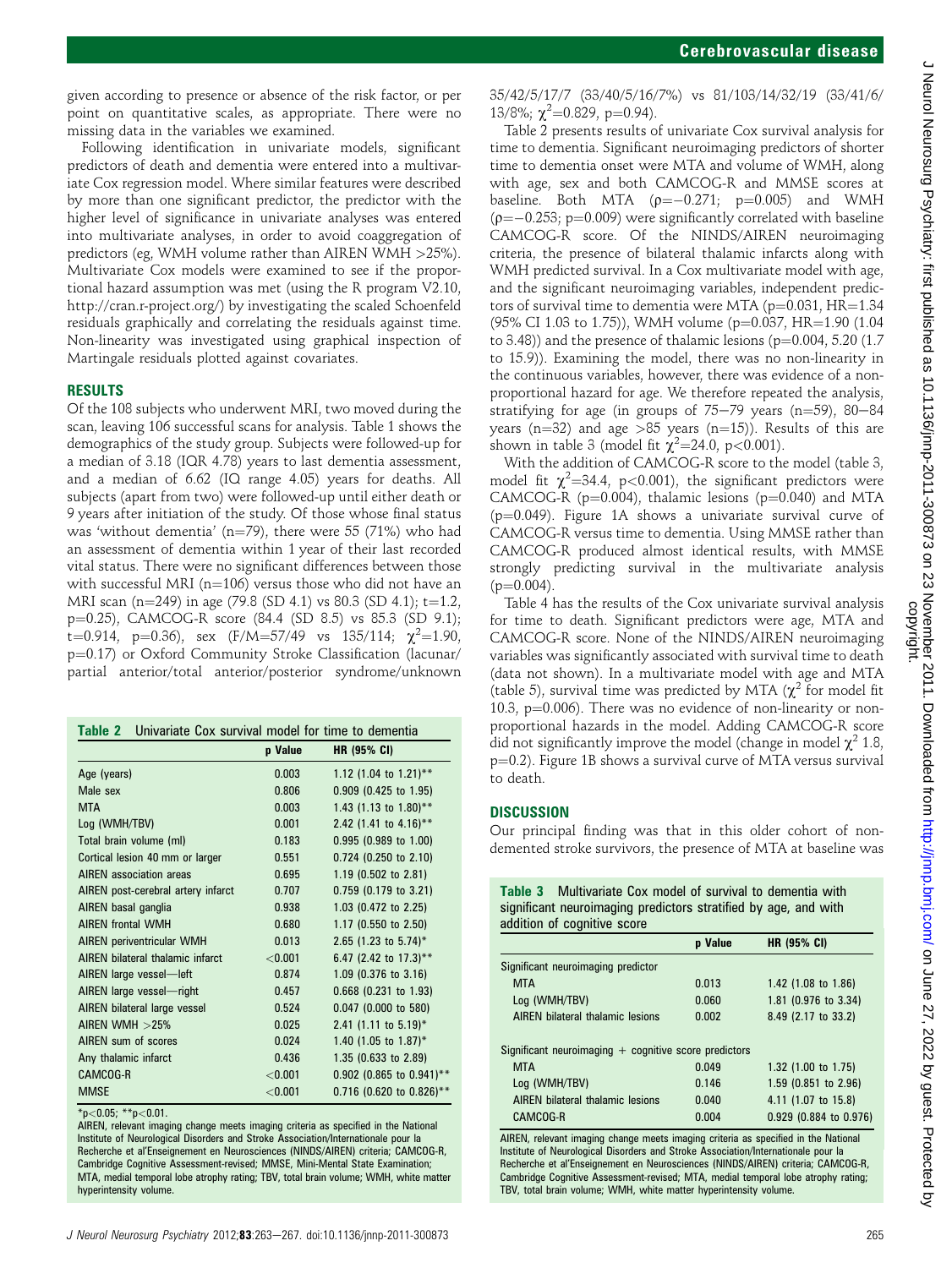given according to presence or absence of the risk factor, or per point on quantitative scales, as appropriate. There were no missing data in the variables we examined.

Following identification in univariate models, significant predictors of death and dementia were entered into a multivariate Cox regression model. Where similar features were described by more than one significant predictor, the predictor with the higher level of significance in univariate analyses was entered into multivariate analyses, in order to avoid coaggregation of predictors (eg, WMH volume rather than AIREN WMH >25%). Multivariate Cox models were examined to see if the proportional hazard assumption was met (using the R program V2.10, http://cran.r-project.org/) by investigating the scaled Schoenfeld residuals graphically and correlating the residuals against time. Non-linearity was investigated using graphical inspection of Martingale residuals plotted against covariates.

## RESULTS

Of the 108 subjects who underwent MRI, two moved during the scan, leaving 106 successful scans for analysis. Table 1 shows the demographics of the study group. Subjects were followed-up for a median of 3.18 (IQR 4.78) years to last dementia assessment, and a median of 6.62 (IQ range 4.05) years for deaths. All subjects (apart from two) were followed-up until either death or 9 years after initiation of the study. Of those whose final status was 'without dementia' (n=79), there were 55 (71%) who had an assessment of dementia within 1 year of their last recorded vital status. There were no significant differences between those with successful MRI (n=106) versus those who did not have an MRI scan (n=249) in age (79.8 (SD 4.1) vs 80.3 (SD 4.1); t=1.2, p=0.25), CAMCOG-R score (84.4 (SD 8.5) vs 85.3 (SD 9.1); t=0.914, p=0.36), sex (F/M=57/49 vs 135/114; $\chi^2$=1.90, p=0.17) or Oxford Community Stroke Classification (lacunar/partial anterior/total anterior/posterior syndrome/unknown 35/42/5/17/7 (33/40/5/16/7%) vs 81/103/14/32/19 (33/41/6/13/8%; $\chi^2$=0.829, p=0.94).

Table 2 presents results of univariate Cox survival analysis for time to dementia. Significant neuroimaging predictors of shorter time to dementia onset were MTA and volume of WMH, along with age, sex and both CAMCOG-R and MMSE scores at baseline. Both MTA ($\rho$=−0.271; p=0.005) and WMH ($\rho$=−0.253; p=0.009) were significantly correlated with baseline CAMCOG-R score. Of the NINDS/AIREN neuroimaging criteria, the presence of bilateral thalamic infarcts along with WMH predicted survival. In a Cox multivariate model with age, and the significant neuroimaging variables, independent predictors of survival time to dementia were MTA (p=0.031, HR=1.34 (95% CI 1.03 to 1.75)), WMH volume (p=0.037, HR=1.90 (1.04 to 3.48)) and the presence of thalamic lesions (p=0.004, 5.20 (1.7 to 15.9)). Examining the model, there was no non-linearity in the continuous variables, however, there was evidence of a non-proportional hazard for age. We therefore repeated the analysis, stratifying for age (in groups of 75–79 years (n=59), 80–84 years (n=32) and age >85 years (n=15)). Results of this are shown in table 3 (model fit $\chi^2$=24.0, p<0.001).

With the addition of CAMCOG-R score to the model (table 3, model fit $\chi^2$=34.4, p<0.001), the significant predictors were CAMCOG-R (p=0.004), thalamic lesions (p=0.040) and MTA (p=0.049). Figure 1A shows a univariate survival curve of CAMCOG-R versus time to dementia. Using MMSE rather than CAMCOG-R produced almost identical results, with MMSE strongly predicting survival in the multivariate analysis (p=0.004).

Table 4 has the results of the Cox univariate survival analysis for time to death. Significant predictors were age, MTA and CAMCOG-R score. None of the NINDS/AIREN neuroimaging variables was significantly associated with survival time to death (data not shown). In a multivariate model with age and MTA (table 5), survival time was predicted by MTA ($\chi^2$ for model fit 10.3, p=0.006). There was no evidence of non-linearity or non-proportional hazards in the model. Adding CAMCOG-R score did not significantly improve the model (change in model $\chi^2$ 1.8, p=0.2). Figure 1B shows a survival curve of MTA versus survival to death.

**Table 2** Univariate Cox survival model for time to dementia

| | p Value | HR (95% CI) |
|---|---|---|
| Age (years) | 0.003 | 1.12 (1.04 to 1.21)** |
| Male sex | 0.806 | 0.909 (0.425 to 1.95) |
| MTA | 0.003 | 1.43 (1.13 to 1.80)** |
| Log (WMH/TBV) | 0.001 | 2.42 (1.41 to 4.16)** |
| Total brain volume (ml) | 0.183 | 0.995 (0.989 to 1.00) |
| Cortical lesion 40 mm or larger | 0.551 | 0.724 (0.250 to 2.10) |
| AIREN association areas | 0.695 | 1.19 (0.502 to 2.81) |
| AIREN post-cerebral artery infarct | 0.707 | 0.759 (0.179 to 3.21) |
| AIREN basal ganglia | 0.938 | 1.03 (0.472 to 2.25) |
| AIREN frontal WMH | 0.680 | 1.17 (0.550 to 2.50) |
| AIREN periventricular WMH | 0.013 | 2.65 (1.23 to 5.74)* |
| AIREN bilateral thalamic infarct | <0.001 | 6.47 (2.42 to 17.3)** |
| AIREN large vessel—left | 0.874 | 1.09 (0.376 to 3.16) |
| AIREN large vessel—right | 0.457 | 0.668 (0.231 to 1.93) |
| AIREN bilateral large vessel | 0.524 | 0.047 (0.000 to 580) |
| AIREN WMH >25% | 0.025 | 2.41 (1.11 to 5.19)* |
| AIREN sum of scores | 0.024 | 1.40 (1.05 to 1.87)* |
| Any thalamic infarct | 0.436 | 1.35 (0.633 to 2.89) |
| CAMCOG-R | <0.001 | 0.902 (0.865 to 0.941)** |
| MMSE | <0.001 | 0.716 (0.620 to 0.826)** |

*p<0.05; **p<0.01.
AIREN, relevant imaging change meets imaging criteria as specified in the National Institute of Neurological Disorders and Stroke Association/Internationale pour la Recherche et al'Enseignement en Neurosciences (NINDS/AIREN) criteria; CAMCOG-R, Cambridge Cognitive Assessment-revised; MMSE, Mini-Mental State Examination; MTA, medial temporal lobe atrophy rating; TBV, total brain volume; WMH, white matter hyperintensity volume.

## DISCUSSION

Our principal finding was that in this older cohort of non-demented stroke survivors, the presence of MTA at baseline was

**Table 3** Multivariate Cox model of survival to dementia with significant neuroimaging predictors stratified by age, and with addition of cognitive score

| | p Value | HR (95% CI) |
|---|---|---|
| Significant neuroimaging predictor | | |
| MTA | 0.013 | 1.42 (1.08 to 1.86) |
| Log (WMH/TBV) | 0.060 | 1.81 (0.976 to 3.34) |
| AIREN bilateral thalamic lesions | 0.002 | 8.49 (2.17 to 33.2) |
| Significant neuroimaging + cognitive score predictors | | |
| MTA | 0.049 | 1.32 (1.00 to 1.75) |
| Log (WMH/TBV) | 0.146 | 1.59 (0.851 to 2.96) |
| AIREN bilateral thalamic lesions | 0.040 | 4.11 (1.07 to 15.8) |
| CAMCOG-R | 0.004 | 0.929 (0.884 to 0.976) |

AIREN, relevant imaging change meets imaging criteria as specified in the National Institute of Neurological Disorders and Stroke Association/Internationale pour la Recherche et al'Enseignement en Neurosciences (NINDS/AIREN) criteria; CAMCOG-R, Cambridge Cognitive Assessment-revised; MTA, medial temporal lobe atrophy rating; TBV, total brain volume; WMH, white matter hyperintensity volume.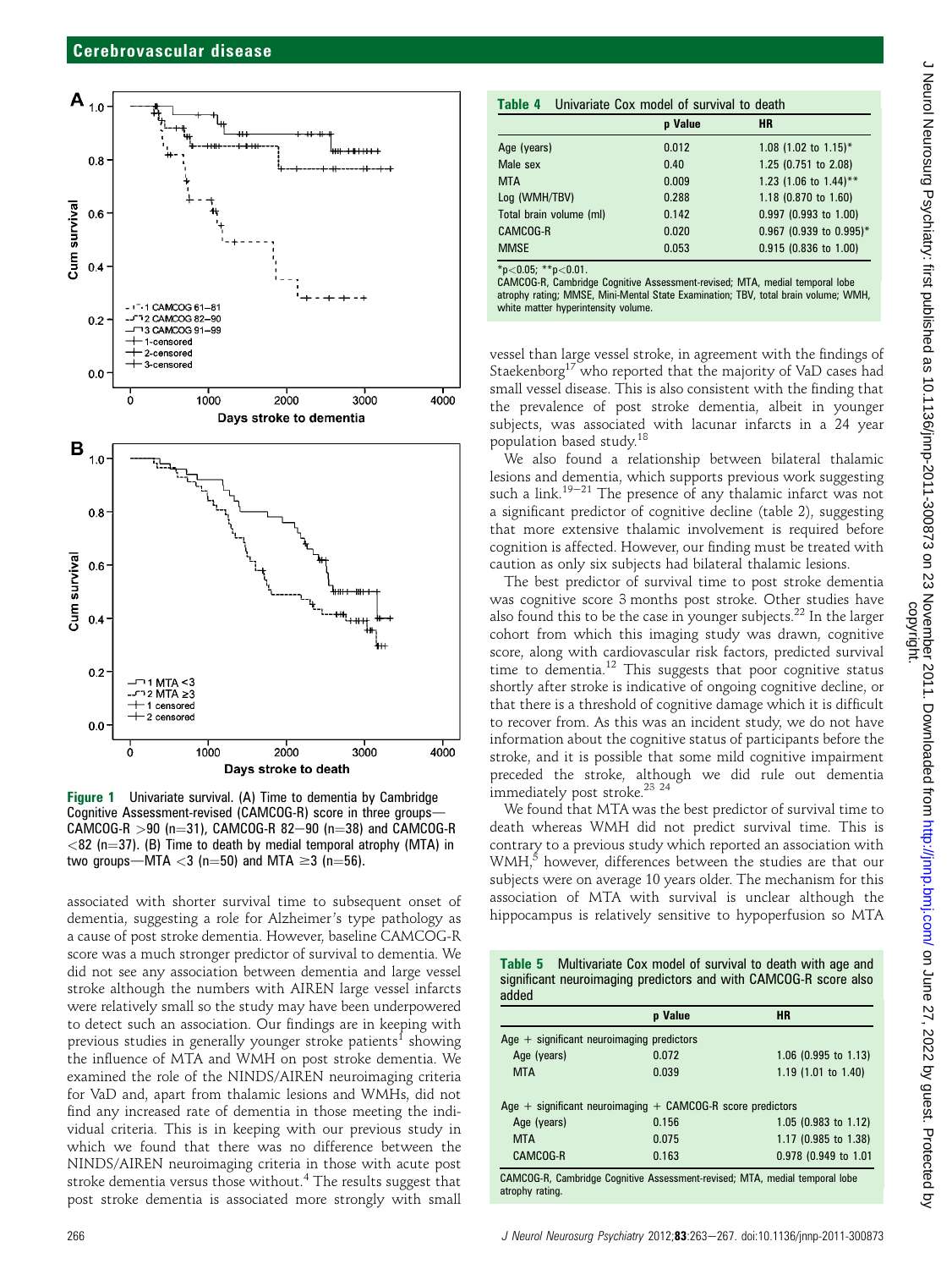Figure 1 Univariate survival. (A) Time to dementia by Cambridge Cognitive Assessment-revised (CAMCOG-R) score in three groups—CAMCOG-R >90 (n=31), CAMCOG-R 82–90 (n=38) and CAMCOG-R <82 (n=37). (B) Time to death by medial temporal atrophy (MTA) in two groups—MTA <3 (n=50) and MTA ≥3 (n=56).

associated with shorter survival time to subsequent onset of dementia, suggesting a role for Alzheimer's type pathology as a cause of post stroke dementia. However, baseline CAMCOG-R score was a much stronger predictor of survival to dementia. We did not see any association between dementia and large vessel stroke although the numbers with AIREN large vessel infarcts were relatively small so the study may have been underpowered to detect such an association. Our findings are in keeping with previous studies in generally younger stroke patients[1] showing the influence of MTA and WMH on post stroke dementia. We examined the role of the NINDS/AIREN neuroimaging criteria for VaD and, apart from thalamic lesions and WMHs, did not find any increased rate of dementia in those meeting the individual criteria. This is in keeping with our previous study in which we found that there was no difference between the NINDS/AIREN neuroimaging criteria in those with acute post stroke dementia versus those without.[4] The results suggest that post stroke dementia is associated more strongly with small vessel than large vessel stroke, in agreement with the findings of Staekenborg[17] who reported that the majority of VaD cases had small vessel disease. This is also consistent with the finding that the prevalence of post stroke dementia, albeit in younger subjects, was associated with lacunar infarcts in a 24 year population based study.[18]

We also found a relationship between bilateral thalamic lesions and dementia, which supports previous work suggesting such a link.[19–21] The presence of any thalamic infarct was not a significant predictor of cognitive decline (table 2), suggesting that more extensive thalamic involvement is required before cognition is affected. However, our finding must be treated with caution as only six subjects had bilateral thalamic lesions.

The best predictor of survival time to post stroke dementia was cognitive score 3 months post stroke. Other studies have also found this to be the case in younger subjects.[22] In the larger cohort from which this imaging study was drawn, cognitive score, along with cardiovascular risk factors, predicted survival time to dementia.[12] This suggests that poor cognitive status shortly after stroke is indicative of ongoing cognitive decline, or that there is a threshold of cognitive damage which it is difficult to recover from. As this was an incident study, we do not have information about the cognitive status of participants before the stroke, and it is possible that some mild cognitive impairment preceded the stroke, although we did rule out dementia immediately post stroke.[23 24]

We found that MTA was the best predictor of survival time to death whereas WMH did not predict survival time. This is contrary to a previous study which reported an association with WMH,[5] however, differences between the studies are that our subjects were on average 10 years older. The mechanism for this association of MTA with survival is unclear although the hippocampus is relatively sensitive to hypoperfusion so MTA

**Table 4** Univariate Cox model of survival to death

| | p Value | HR |
|---|---|---|
| Age (years) | 0.012 | 1.08 (1.02 to 1.15)* |
| Male sex | 0.40 | 1.25 (0.751 to 2.08) |
| MTA | 0.009 | 1.23 (1.06 to 1.44)** |
| Log (WMH/TBV) | 0.288 | 1.18 (0.870 to 1.60) |
| Total brain volume (ml) | 0.142 | 0.997 (0.993 to 1.00) |
| CAMCOG-R | 0.020 | 0.967 (0.939 to 0.995)* |
| MMSE | 0.053 | 0.915 (0.836 to 1.00) |

*p<0.05; **p<0.01.
CAMCOG-R, Cambridge Cognitive Assessment-revised; MTA, medial temporal lobe atrophy rating; MMSE, Mini-Mental State Examination; TBV, total brain volume; WMH, white matter hyperintensity volume.

**Table 5** Multivariate Cox model of survival to death with age and significant neuroimaging predictors and with CAMCOG-R score also added

| | p Value | HR |
|---|---|---|
| Age + significant neuroimaging predictors | | |
| Age (years) | 0.072 | 1.06 (0.995 to 1.13) |
| MTA | 0.039 | 1.19 (1.01 to 1.40) |
| Age + significant neuroimaging + CAMCOG-R score predictors | | |
| Age (years) | 0.156 | 1.05 (0.983 to 1.12) |
| MTA | 0.075 | 1.17 (0.985 to 1.38) |
| CAMCOG-R | 0.163 | 0.978 (0.949 to 1.01 |

CAMCOG-R, Cambridge Cognitive Assessment-revised; MTA, medial temporal lobe atrophy rating.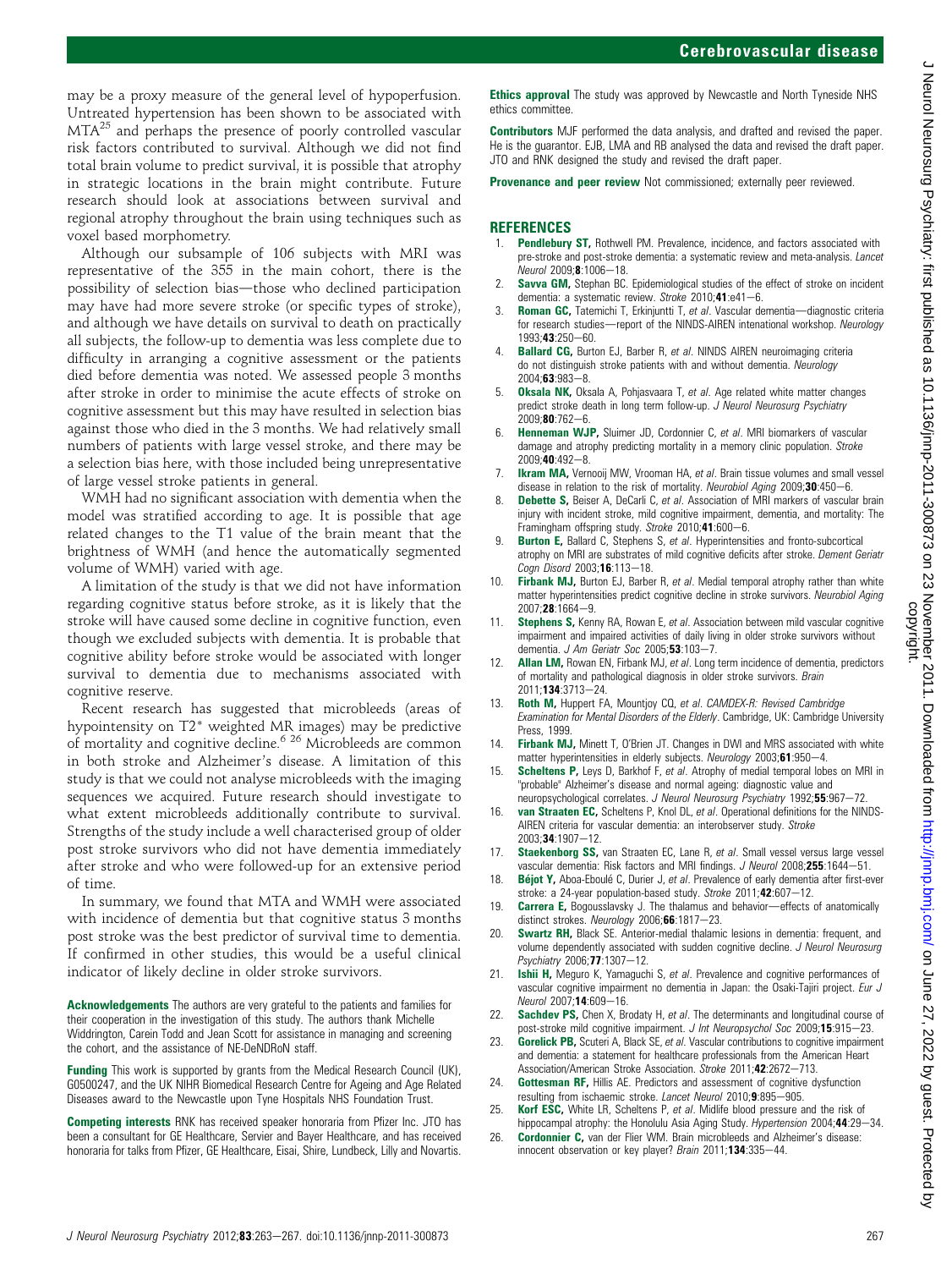may be a proxy measure of the general level of hypoperfusion. Untreated hypertension has been shown to be associated with MTA[25] and perhaps the presence of poorly controlled vascular risk factors contributed to survival. Although we did not find total brain volume to predict survival, it is possible that atrophy in strategic locations in the brain might contribute. Future research should look at associations between survival and regional atrophy throughout the brain using techniques such as voxel based morphometry.

Although our subsample of 106 subjects with MRI was representative of the 355 in the main cohort, there is the possibility of selection bias—those who declined participation may have had more severe stroke (or specific types of stroke), and although we have details on survival to death on practically all subjects, the follow-up to dementia was less complete due to difficulty in arranging a cognitive assessment or the patients died before dementia was noted. We assessed people 3 months after stroke in order to minimise the acute effects of stroke on cognitive assessment but this may have resulted in selection bias against those who died in the 3 months. We had relatively small numbers of patients with large vessel stroke, and there may be a selection bias here, with those included being unrepresentative of large vessel stroke patients in general.

WMH had no significant association with dementia when the model was stratified according to age. It is possible that age related changes to the T1 value of the brain meant that the brightness of WMH (and hence the automatically segmented volume of WMH) varied with age.

A limitation of the study is that we did not have information regarding cognitive status before stroke, as it is likely that the stroke will have caused some decline in cognitive function, even though we excluded subjects with dementia. It is probable that cognitive ability before stroke would be associated with longer survival to dementia due to mechanisms associated with cognitive reserve.

Recent research has suggested that microbleeds (areas of hypointensity on T2* weighted MR images) may be predictive of mortality and cognitive decline.[6 26] Microbleeds are common in both stroke and Alzheimer's disease. A limitation of this study is that we could not analyse microbleeds with the imaging sequences we acquired. Future research should investigate to what extent microbleeds additionally contribute to survival. Strengths of the study include a well characterised group of older post stroke survivors who did not have dementia immediately after stroke and who were followed-up for an extensive period of time.

In summary, we found that MTA and WMH were associated with incidence of dementia but that cognitive status 3 months post stroke was the best predictor of survival time to dementia. If confirmed in other studies, this would be a useful clinical indicator of likely decline in older stroke survivors.

**Acknowledgements** The authors are very grateful to the patients and families for their cooperation in the investigation of this study. The authors thank Michelle Widdrington, Carein Todd and Jean Scott for assistance in managing and screening the cohort, and the assistance of NE-DeNDRoN staff.

**Funding** This work is supported by grants from the Medical Research Council (UK), G0500247, and the UK NIHR Biomedical Research Centre for Ageing and Age Related Diseases award to the Newcastle upon Tyne Hospitals NHS Foundation Trust.

**Competing interests** RNK has received speaker honoraria from Pfizer Inc. JTO has been a consultant for GE Healthcare, Servier and Bayer Healthcare, and has received honoraria for talks from Pfizer, GE Healthcare, Eisai, Shire, Lundbeck, Lilly and Novartis.

**Ethics approval** The study was approved by Newcastle and North Tyneside NHS ethics committee.

**Contributors** MJF performed the data analysis, and drafted and revised the paper. He is the guarantor. EJB, LMA and RB analysed the data and revised the draft paper. JTO and RNK designed the study and revised the draft paper.

**Provenance and peer review** Not commissioned; externally peer reviewed.

## REFERENCES

1. **Pendlebury ST,** Rothwell PM. Prevalence, incidence, and factors associated with pre-stroke and post-stroke dementia: a systematic review and meta-analysis. *Lancet Neurol* 2009;**8**:1006—18.
2. **Savva GM,** Stephan BC. Epidemiological studies of the effect of stroke on incident dementia: a systematic review. *Stroke* 2010;**41**:e41—6.
3. **Roman GC,** Tatemichi T, Erkinjuntti T, *et al*. Vascular dementia—diagnostic criteria for research studies—report of the NINDS-AIREN intenational workshop. *Neurology* 1993;**43**:250—60.
4. **Ballard CG,** Burton EJ, Barber R, *et al*. NINDS AIREN neuroimaging criteria do not distinguish stroke patients with and without dementia. *Neurology* 2004;**63**:983—8.
5. **Oksala NK,** Oksala A, Pohjasvaara T, *et al*. Age related white matter changes predict stroke death in long term follow-up. *J Neurol Neurosurg Psychiatry* 2009;**80**:762—6.
6. **Henneman WJP,** Sluimer JD, Cordonnier C, *et al*. MRI biomarkers of vascular damage and atrophy predicting mortality in a memory clinic population. *Stroke* 2009;**40**:492—8.
7. **Ikram MA,** Vernooij MW, Vrooman HA, *et al*. Brain tissue volumes and small vessel disease in relation to the risk of mortality. *Neurobiol Aging* 2009;**30**:450—6.
8. **Debette S,** Beiser A, DeCarli C, *et al*. Association of MRI markers of vascular brain injury with incident stroke, mild cognitive impairment, dementia, and mortality: The Framingham offspring study. *Stroke* 2010;**41**:600—6.
9. **Burton E,** Ballard C, Stephens S, *et al*. Hyperintensities and fronto-subcortical atrophy on MRI are substrates of mild cognitive deficits after stroke. *Dement Geriatr Cogn Disord* 2003;**16**:113—18.
10. **Firbank MJ,** Burton EJ, Barber R, *et al*. Medial temporal atrophy rather than white matter hyperintensities predict cognitive decline in stroke survivors. *Neurobiol Aging* 2007;**28**:1664—9.
11. **Stephens S,** Kenny RA, Rowan E, *et al*. Association between mild vascular cognitive impairment and impaired activities of daily living in older stroke survivors without dementia. *J Am Geriatr Soc* 2005;**53**:103—7.
12. **Allan LM,** Rowan EN, Firbank MJ, *et al*. Long term incidence of dementia, predictors of mortality and pathological diagnosis in older stroke survivors. *Brain* 2011;**134**:3713—24.
13. **Roth M,** Huppert FA, Mountjoy CQ, *et al*. *CAMDEX-R: Revised Cambridge Examination for Mental Disorders of the Elderly*. Cambridge, UK: Cambridge University Press, 1999.
14. **Firbank MJ,** Minett T, O'Brien JT. Changes in DWI and MRS associated with white matter hyperintensities in elderly subjects. *Neurology* 2003;**61**:950—4.
15. **Scheltens P,** Leys D, Barkhof F, *et al*. Atrophy of medial temporal lobes on MRI in "probable" Alzheimer's disease and normal ageing: diagnostic value and neuropsychological correlates. *J Neurol Neurosurg Psychiatry* 1992;**55**:967—72.
16. **van Straaten EC,** Scheltens P, Knol DL, *et al*. Operational definitions for the NINDS-AIREN criteria for vascular dementia: an interobserver study. *Stroke* 2003;**34**:1907—12.
17. **Staekenborg SS,** van Straaten EC, Lane R, *et al*. Small vessel versus large vessel vascular dementia: Risk factors and MRI findings. *J Neurol* 2008;**255**:1644—51.
18. **Béjot Y,** Aboa-Eboulé C, Durier J, *et al*. Prevalence of early dementia after first-ever stroke: a 24-year population-based study. *Stroke* 2011;**42**:607—12.
19. **Carrera E,** Bogousslavsky J. The thalamus and behavior—effects of anatomically distinct strokes. *Neurology* 2006;**66**:1817—23.
20. **Swartz RH,** Black SE. Anterior-medial thalamic lesions in dementia: frequent, and volume dependently associated with sudden cognitive decline. *J Neurol Neurosurg Psychiatry* 2006;**77**:1307—12.
21. **Ishii H,** Meguro K, Yamaguchi S, *et al*. Prevalence and cognitive performances of vascular cognitive impairment no dementia in Japan: the Osaki-Tajiri project. *Eur J Neurol* 2007;**14**:609—16.
22. **Sachdev PS,** Chen X, Brodaty H, *et al*. The determinants and longitudinal course of post-stroke mild cognitive impairment. *J Int Neuropsychol Soc* 2009;**15**:915—23.
23. **Gorelick PB,** Scuteri A, Black SE, *et al*. Vascular contributions to cognitive impairment and dementia: a statement for healthcare professionals from the American Heart Association/American Stroke Association. *Stroke* 2011;**42**:2672—713.
24. **Gottesman RF,** Hillis AE. Predictors and assessment of cognitive dysfunction resulting from ischaemic stroke. *Lancet Neurol* 2010;**9**:895—905.
25. **Korf ESC,** White LR, Scheltens P, *et al*. Midlife blood pressure and the risk of hippocampal atrophy: the Honolulu Asia Aging Study. *Hypertension* 2004;**44**:29—34.
26. **Cordonnier C,** van der Flier WM. Brain microbleeds and Alzheimer's disease: innocent observation or key player? *Brain* 2011;**134**:335—44.